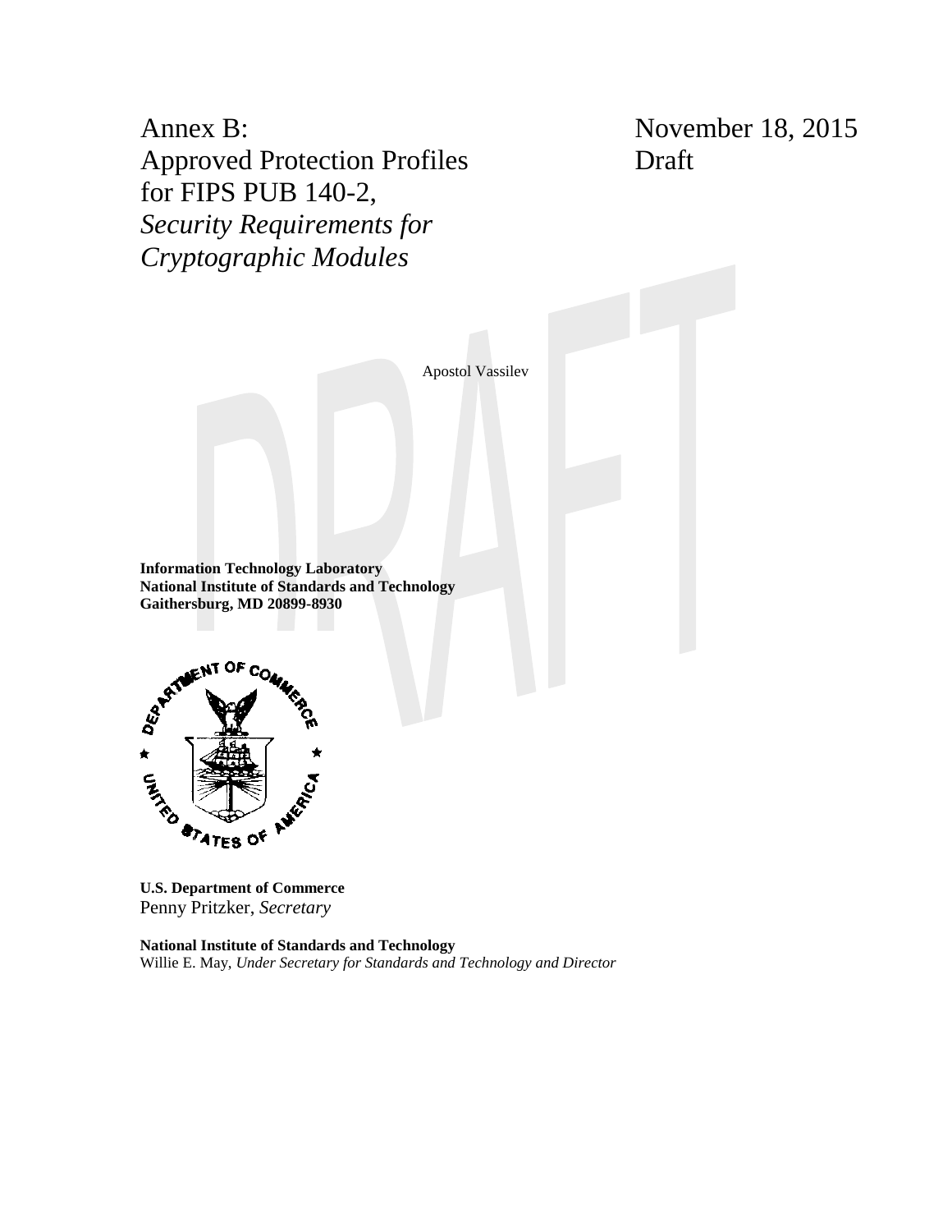# Annex B: Approved Protection Profiles for FIPS PUB 140-2, *Security Requirements for Cryptographic Modules*

November 18, 2015
Draft

Apostol Vassilev

**Information Technology Laboratory**
**National Institute of Standards and Technology**
**Gaithersburg, MD 20899-8930**

**U.S. Department of Commerce**
Penny Pritzker, *Secretary*

**National Institute of Standards and Technology**
Willie E. May, *Under Secretary for Standards and Technology and Director*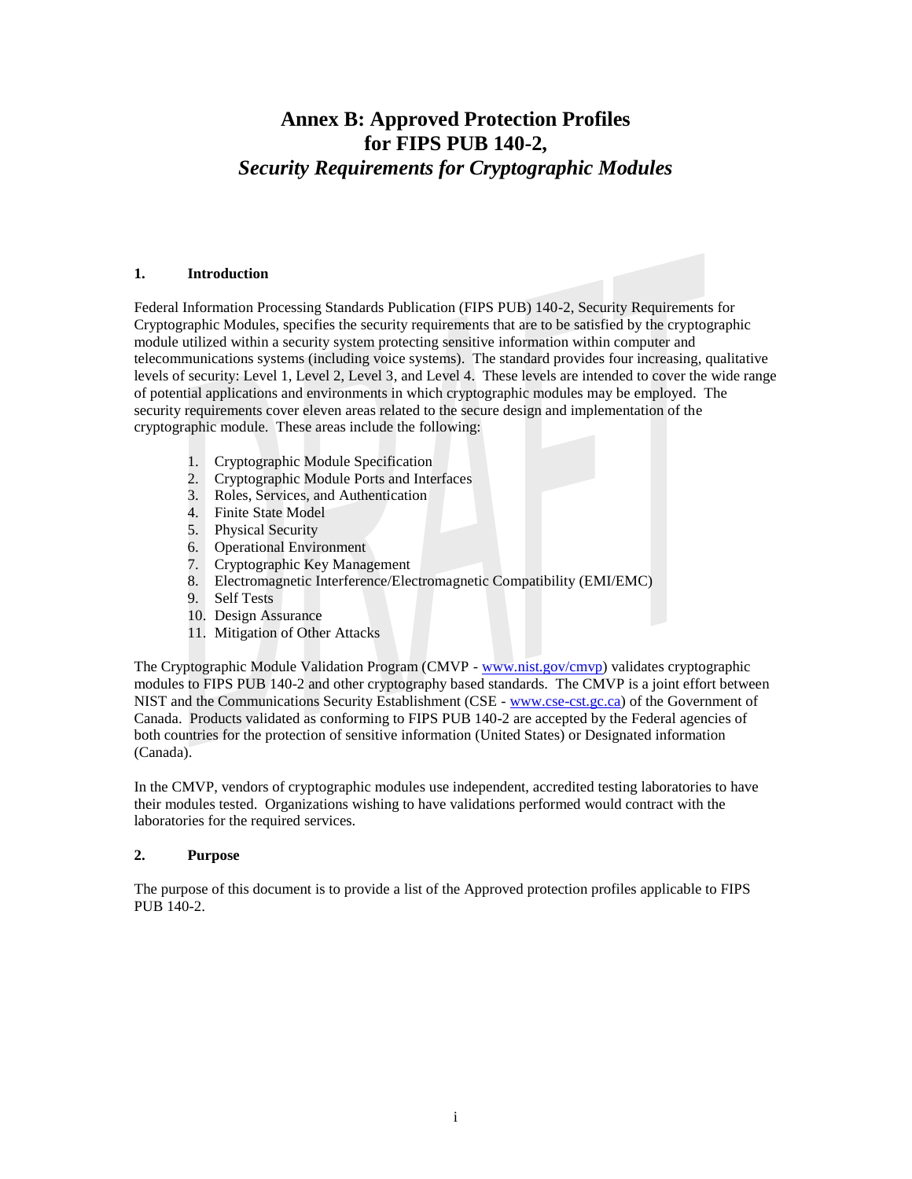# Annex B: Approved Protection Profiles for FIPS PUB 140-2, *Security Requirements for Cryptographic Modules*

## 1. Introduction

Federal Information Processing Standards Publication (FIPS PUB) 140-2, Security Requirements for Cryptographic Modules, specifies the security requirements that are to be satisfied by the cryptographic module utilized within a security system protecting sensitive information within computer and telecommunications systems (including voice systems). The standard provides four increasing, qualitative levels of security: Level 1, Level 2, Level 3, and Level 4. These levels are intended to cover the wide range of potential applications and environments in which cryptographic modules may be employed. The security requirements cover eleven areas related to the secure design and implementation of the cryptographic module. These areas include the following:

1. Cryptographic Module Specification
2. Cryptographic Module Ports and Interfaces
3. Roles, Services, and Authentication
4. Finite State Model
5. Physical Security
6. Operational Environment
7. Cryptographic Key Management
8. Electromagnetic Interference/Electromagnetic Compatibility (EMI/EMC)
9. Self Tests
10. Design Assurance
11. Mitigation of Other Attacks

The Cryptographic Module Validation Program (CMVP - www.nist.gov/cmvp) validates cryptographic modules to FIPS PUB 140-2 and other cryptography based standards. The CMVP is a joint effort between NIST and the Communications Security Establishment (CSE - www.cse-cst.gc.ca) of the Government of Canada. Products validated as conforming to FIPS PUB 140-2 are accepted by the Federal agencies of both countries for the protection of sensitive information (United States) or Designated information (Canada).

In the CMVP, vendors of cryptographic modules use independent, accredited testing laboratories to have their modules tested. Organizations wishing to have validations performed would contract with the laboratories for the required services.

## 2. Purpose

The purpose of this document is to provide a list of the Approved protection profiles applicable to FIPS PUB 140-2.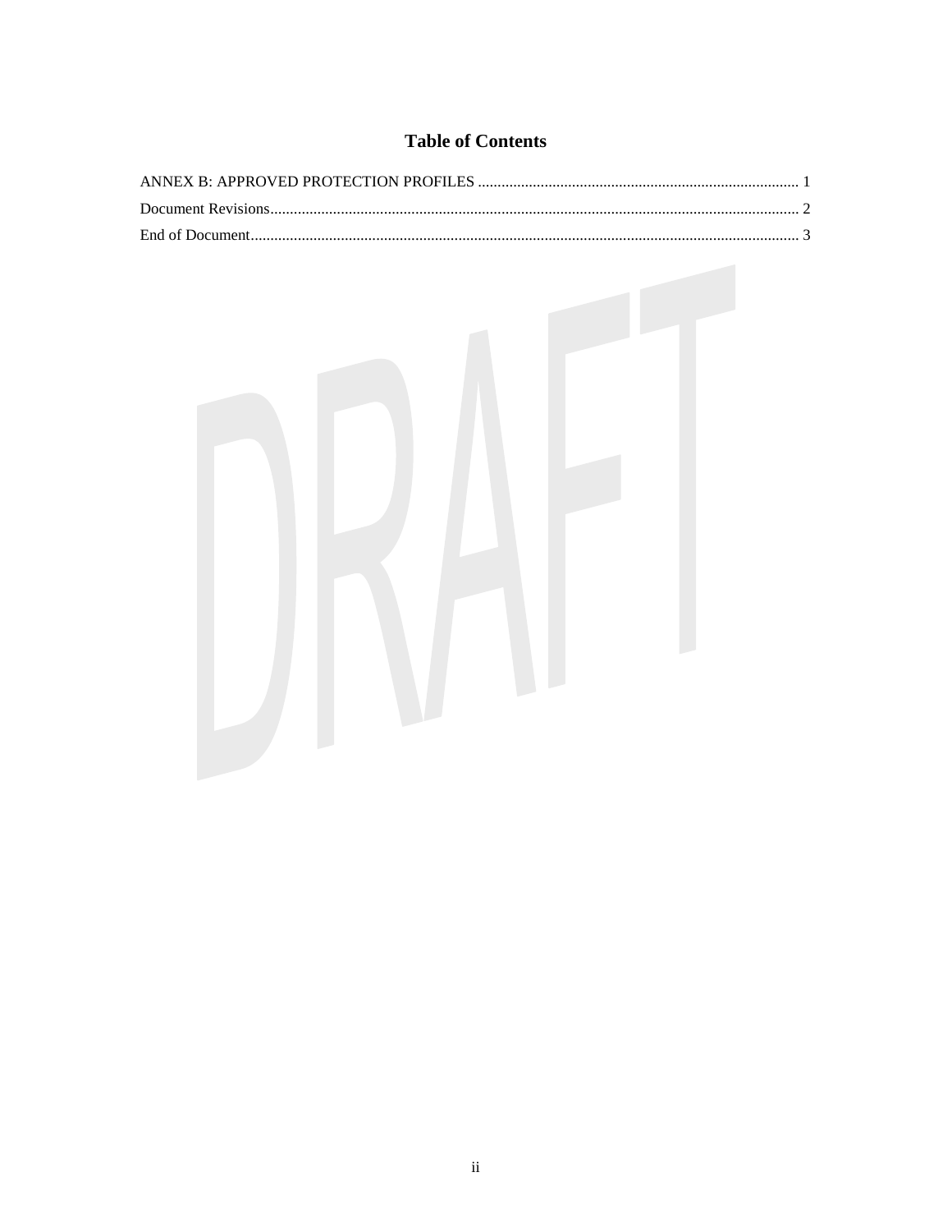# Table of Contents

ANNEX B: APPROVED PROTECTION PROFILES ........................................................................................ 1

Document Revisions ....................................................................................................................................... 2

End of Document ........................................................................................................................................... 3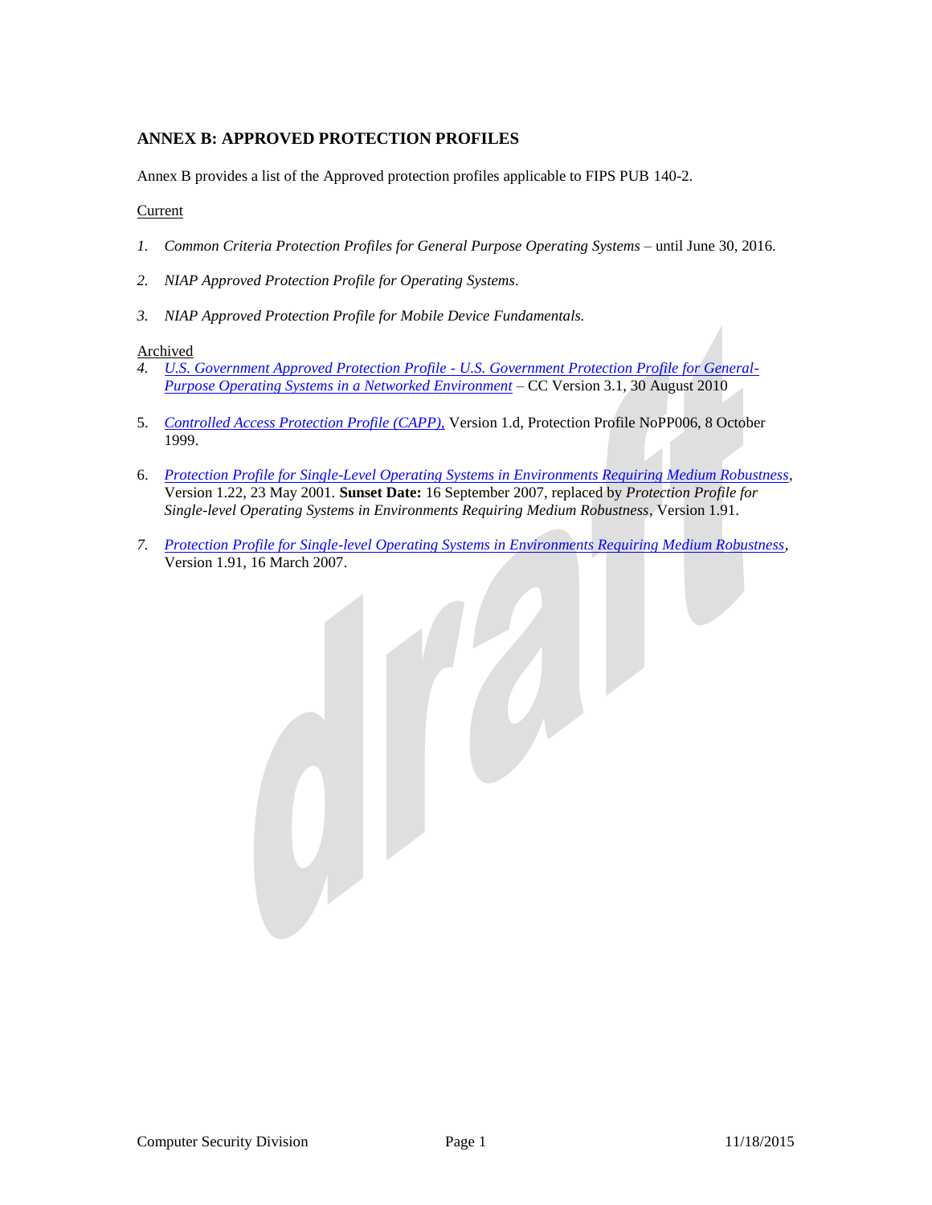## ANNEX B: APPROVED PROTECTION PROFILES

Annex B provides a list of the Approved protection profiles applicable to FIPS PUB 140-2.

Current

1. *Common Criteria Protection Profiles for General Purpose Operating Systems* – until June 30, 2016.

2. *NIAP Approved Protection Profile for Operating Systems*.

3. *NIAP Approved Protection Profile for Mobile Device Fundamentals.*

Archived

4. *U.S. Government Approved Protection Profile - U.S. Government Protection Profile for General-Purpose Operating Systems in a Networked Environment* – CC Version 3.1, 30 August 2010

5. *Controlled Access Protection Profile (CAPP),* Version 1.d, Protection Profile NoPP006, 8 October 1999.

6. *Protection Profile for Single-Level Operating Systems in Environments Requiring Medium Robustness*, Version 1.22, 23 May 2001. **Sunset Date:** 16 September 2007, replaced by *Protection Profile for Single-level Operating Systems in Environments Requiring Medium Robustness*, Version 1.91.

7. *Protection Profile for Single-level Operating Systems in Environments Requiring Medium Robustness*, Version 1.91, 16 March 2007.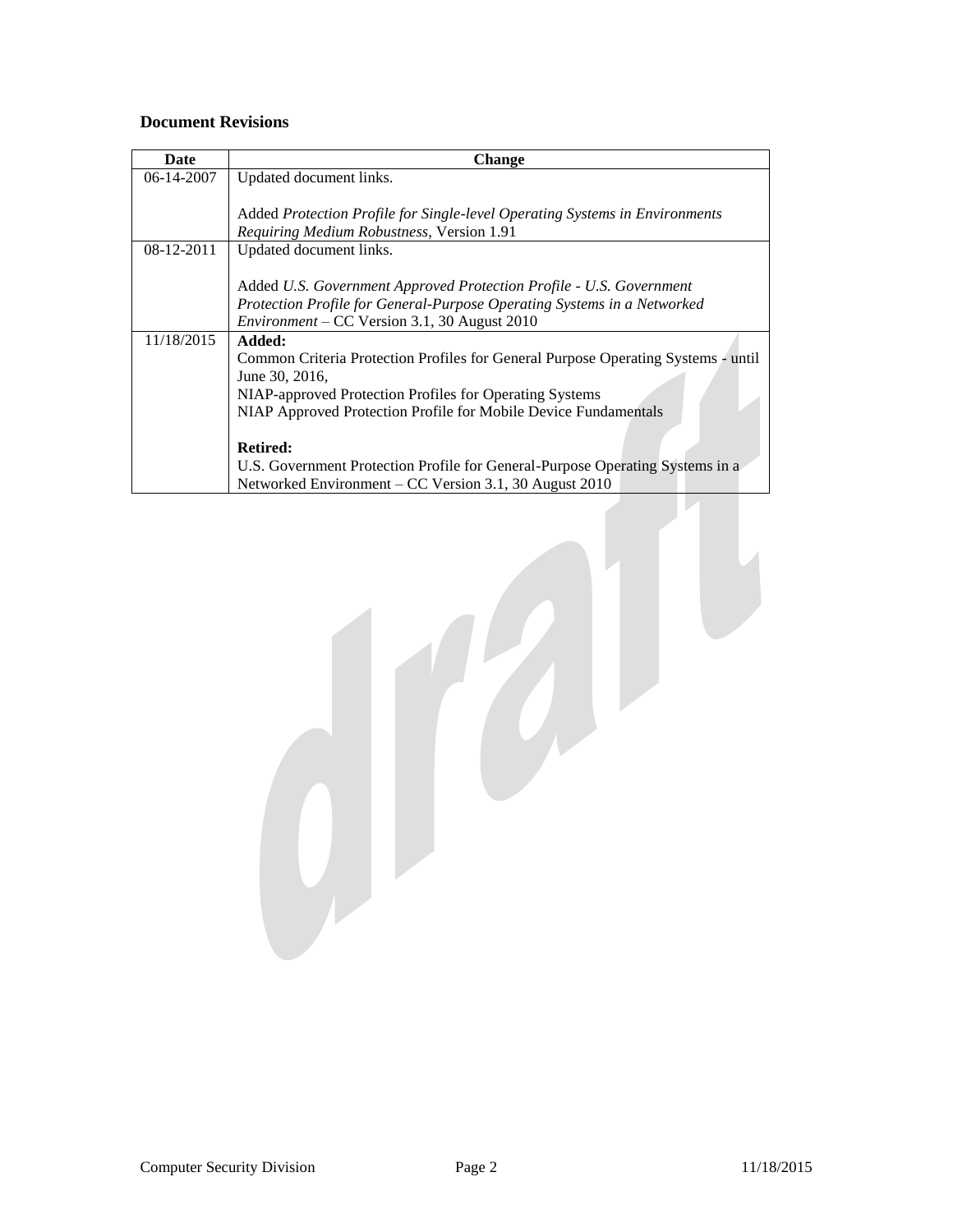**Document Revisions**

| Date | Change |
|---|---|
| 06-14-2007 | Updated document links.<br><br>Added *Protection Profile for Single-level Operating Systems in Environments Requiring Medium Robustness*, Version 1.91 |
| 08-12-2011 | Updated document links.<br><br>Added *U.S. Government Approved Protection Profile - U.S. Government Protection Profile for General-Purpose Operating Systems in a Networked Environment* – CC Version 3.1, 30 August 2010 |
| 11/18/2015 | **Added:**<br>Common Criteria Protection Profiles for General Purpose Operating Systems - until June 30, 2016,<br>NIAP-approved Protection Profiles for Operating Systems<br>NIAP Approved Protection Profile for Mobile Device Fundamentals<br><br>**Retired:**<br>U.S. Government Protection Profile for General-Purpose Operating Systems in a Networked Environment – CC Version 3.1, 30 August 2010 |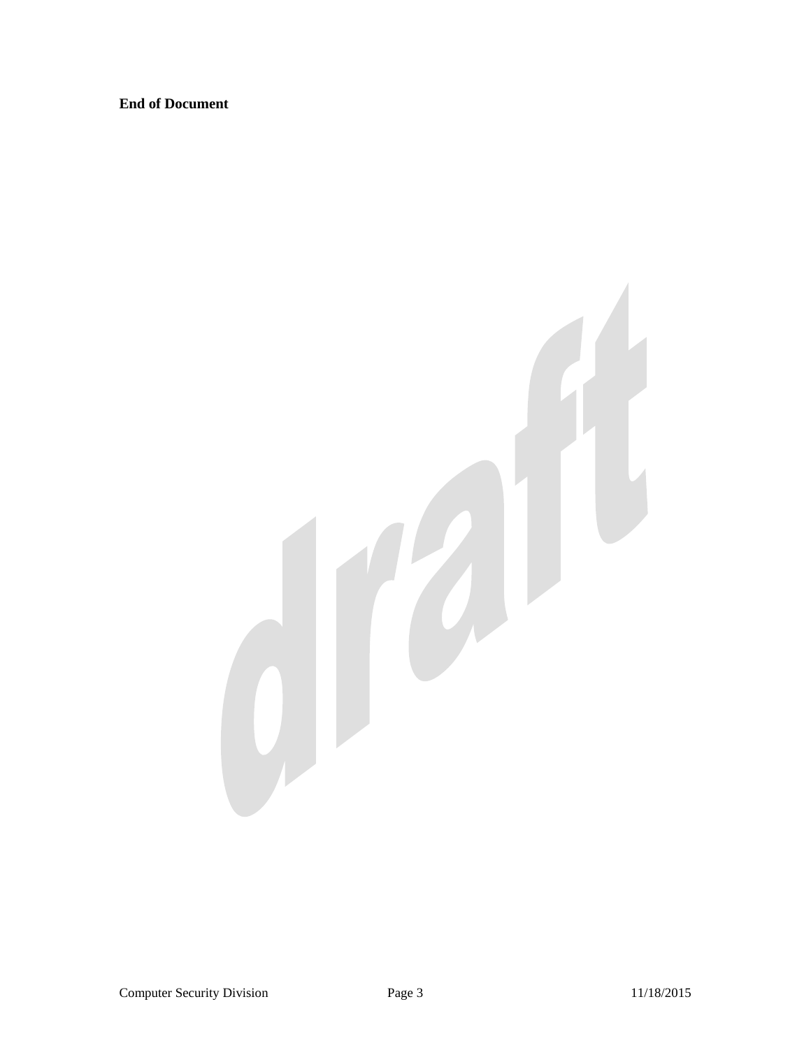**End of Document**